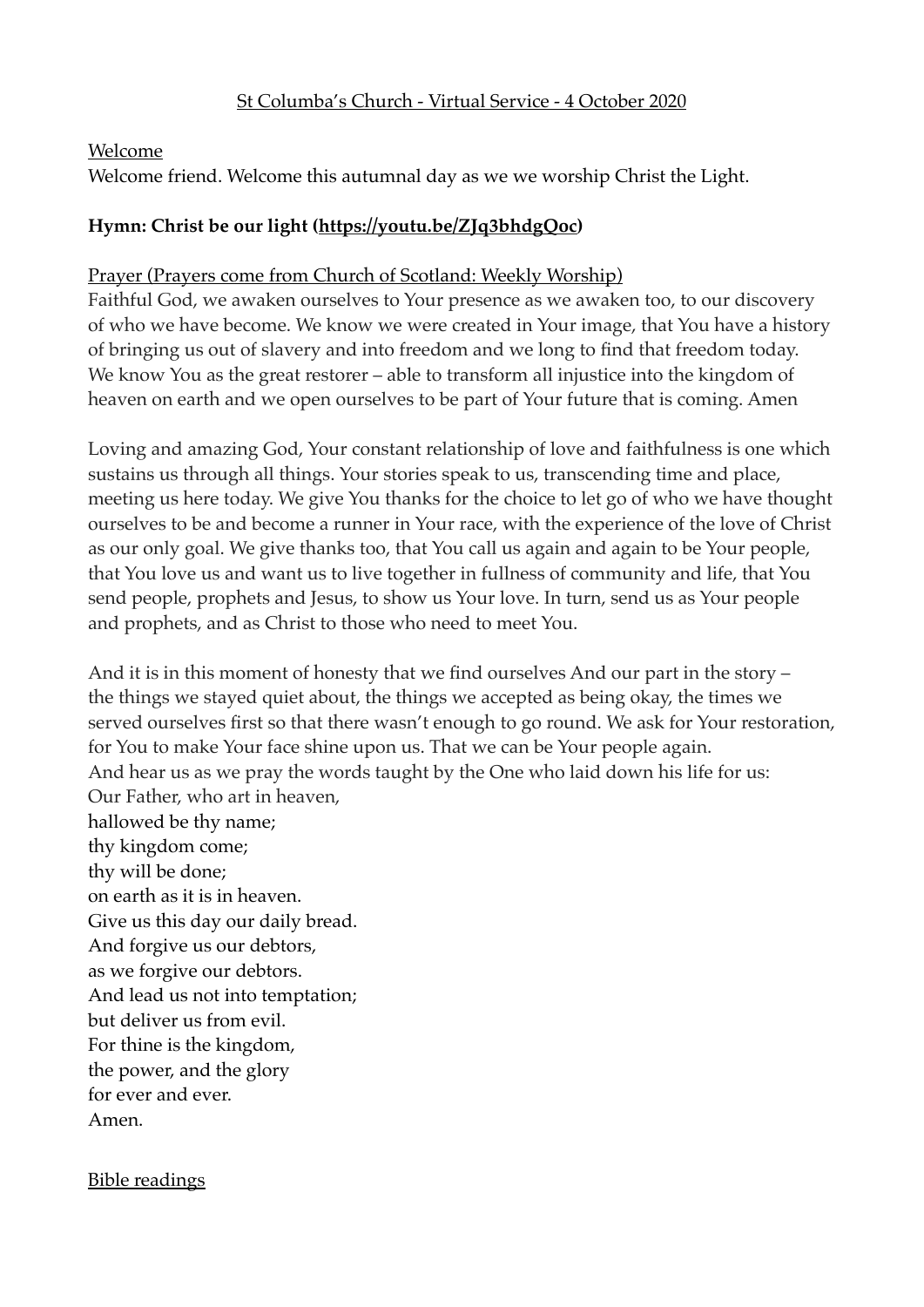St Columba's Church - Virtual Service - 4 October 2020

Welcome

Welcome friend. Welcome this autumnal day as we we worship Christ the Light.

**Hymn: Christ be our light (https://youtu.be/ZJq3bhdgQoc)**

Prayer (Prayers come from Church of Scotland: Weekly Worship)

Faithful God, we awaken ourselves to Your presence as we awaken too, to our discovery of who we have become. We know we were created in Your image, that You have a history of bringing us out of slavery and into freedom and we long to find that freedom today. We know You as the great restorer – able to transform all injustice into the kingdom of heaven on earth and we open ourselves to be part of Your future that is coming. Amen

Loving and amazing God, Your constant relationship of love and faithfulness is one which sustains us through all things. Your stories speak to us, transcending time and place, meeting us here today. We give You thanks for the choice to let go of who we have thought ourselves to be and become a runner in Your race, with the experience of the love of Christ as our only goal. We give thanks too, that You call us again and again to be Your people, that You love us and want us to live together in fullness of community and life, that You send people, prophets and Jesus, to show us Your love. In turn, send us as Your people and prophets, and as Christ to those who need to meet You.

And it is in this moment of honesty that we find ourselves And our part in the story – the things we stayed quiet about, the things we accepted as being okay, the times we served ourselves first so that there wasn't enough to go round. We ask for Your restoration, for You to make Your face shine upon us. That we can be Your people again.
And hear us as we pray the words taught by the One who laid down his life for us:
Our Father, who art in heaven,
hallowed be thy name;
thy kingdom come;
thy will be done;
on earth as it is in heaven.
Give us this day our daily bread.
And forgive us our debtors,
as we forgive our debtors.
And lead us not into temptation;
but deliver us from evil.
For thine is the kingdom,
the power, and the glory
for ever and ever.
Amen.

Bible readings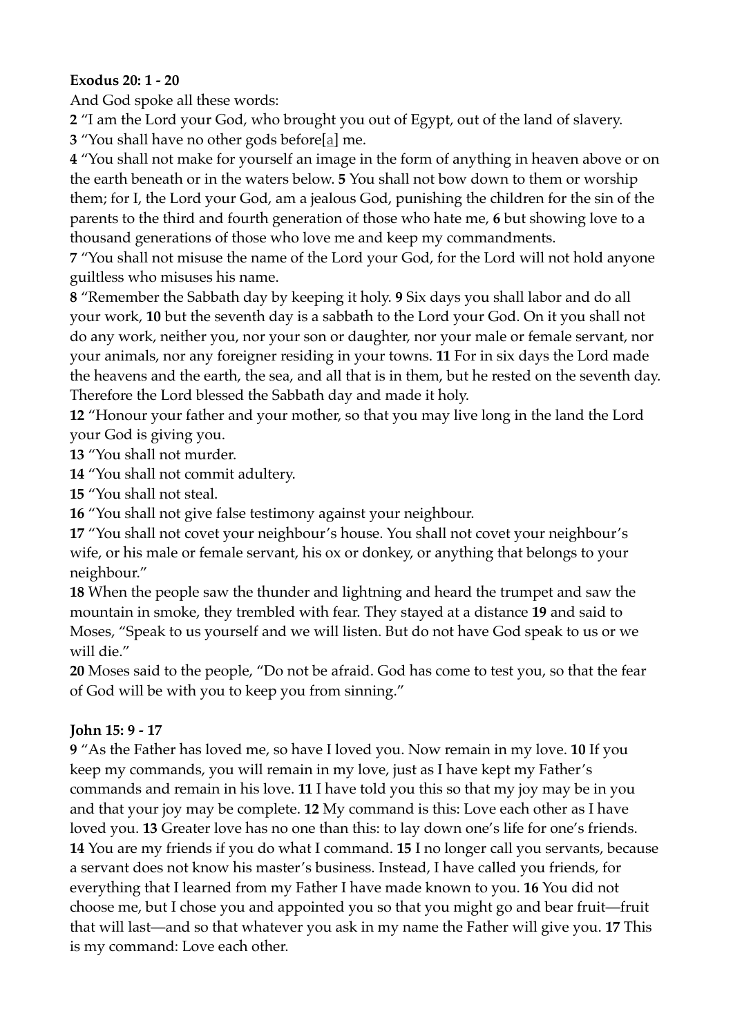**Exodus 20: 1 - 20**

And God spoke all these words:

**2** "I am the Lord your God, who brought you out of Egypt, out of the land of slavery.
**3** "You shall have no other gods before[a] me.
**4** "You shall not make for yourself an image in the form of anything in heaven above or on the earth beneath or in the waters below. **5** You shall not bow down to them or worship them; for I, the Lord your God, am a jealous God, punishing the children for the sin of the parents to the third and fourth generation of those who hate me, **6** but showing love to a thousand generations of those who love me and keep my commandments.
**7** "You shall not misuse the name of the Lord your God, for the Lord will not hold anyone guiltless who misuses his name.
**8** "Remember the Sabbath day by keeping it holy. **9** Six days you shall labor and do all your work, **10** but the seventh day is a sabbath to the Lord your God. On it you shall not do any work, neither you, nor your son or daughter, nor your male or female servant, nor your animals, nor any foreigner residing in your towns. **11** For in six days the Lord made the heavens and the earth, the sea, and all that is in them, but he rested on the seventh day. Therefore the Lord blessed the Sabbath day and made it holy.
**12** "Honour your father and your mother, so that you may live long in the land the Lord your God is giving you.
**13** "You shall not murder.
**14** "You shall not commit adultery.
**15** "You shall not steal.
**16** "You shall not give false testimony against your neighbour.
**17** "You shall not covet your neighbour's house. You shall not covet your neighbour's wife, or his male or female servant, his ox or donkey, or anything that belongs to your neighbour."
**18** When the people saw the thunder and lightning and heard the trumpet and saw the mountain in smoke, they trembled with fear. They stayed at a distance **19** and said to Moses, "Speak to us yourself and we will listen. But do not have God speak to us or we will die."
**20** Moses said to the people, "Do not be afraid. God has come to test you, so that the fear of God will be with you to keep you from sinning."

**John 15: 9 - 17**

**9** "As the Father has loved me, so have I loved you. Now remain in my love. **10** If you keep my commands, you will remain in my love, just as I have kept my Father's commands and remain in his love. **11** I have told you this so that my joy may be in you and that your joy may be complete. **12** My command is this: Love each other as I have loved you. **13** Greater love has no one than this: to lay down one's life for one's friends. **14** You are my friends if you do what I command. **15** I no longer call you servants, because a servant does not know his master's business. Instead, I have called you friends, for everything that I learned from my Father I have made known to you. **16** You did not choose me, but I chose you and appointed you so that you might go and bear fruit—fruit that will last—and so that whatever you ask in my name the Father will give you. **17** This is my command: Love each other.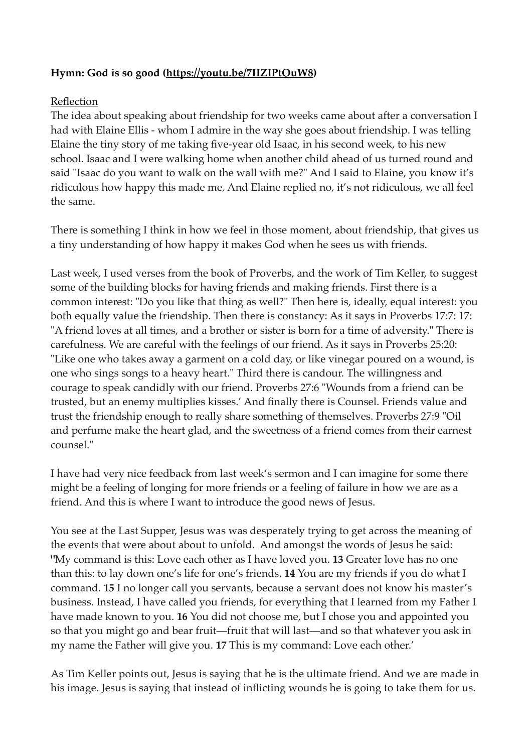**Hymn: God is so good (https://youtu.be/7IIZIPtQuW8)**

Reflection

The idea about speaking about friendship for two weeks came about after a conversation I had with Elaine Ellis - whom I admire in the way she goes about friendship. I was telling Elaine the tiny story of me taking five-year old Isaac, in his second week, to his new school. Isaac and I were walking home when another child ahead of us turned round and said "Isaac do you want to walk on the wall with me?" And I said to Elaine, you know it's ridiculous how happy this made me, And Elaine replied no, it's not ridiculous, we all feel the same.

There is something I think in how we feel in those moment, about friendship, that gives us a tiny understanding of how happy it makes God when he sees us with friends.

Last week, I used verses from the book of Proverbs, and the work of Tim Keller, to suggest some of the building blocks for having friends and making friends. First there is a common interest: "Do you like that thing as well?" Then here is, ideally, equal interest: you both equally value the friendship. Then there is constancy: As it says in Proverbs 17:7: 17: "A friend loves at all times, and a brother or sister is born for a time of adversity." There is carefulness. We are careful with the feelings of our friend. As it says in Proverbs 25:20: "Like one who takes away a garment on a cold day, or like vinegar poured on a wound, is one who sings songs to a heavy heart." Third there is candour. The willingness and courage to speak candidly with our friend. Proverbs 27:6 "Wounds from a friend can be trusted, but an enemy multiplies kisses.' And finally there is Counsel. Friends value and trust the friendship enough to really share something of themselves. Proverbs 27:9 "Oil and perfume make the heart glad, and the sweetness of a friend comes from their earnest counsel."

I have had very nice feedback from last week's sermon and I can imagine for some there might be a feeling of longing for more friends or a feeling of failure in how we are as a friend. And this is where I want to introduce the good news of Jesus.

You see at the Last Supper, Jesus was was desperately trying to get across the meaning of the events that were about about to unfold. And amongst the words of Jesus he said: "My command is this: Love each other as I have loved you. **13** Greater love has no one than this: to lay down one's life for one's friends. **14** You are my friends if you do what I command. **15** I no longer call you servants, because a servant does not know his master's business. Instead, I have called you friends, for everything that I learned from my Father I have made known to you. **16** You did not choose me, but I chose you and appointed you so that you might go and bear fruit—fruit that will last—and so that whatever you ask in my name the Father will give you. **17** This is my command: Love each other.'

As Tim Keller points out, Jesus is saying that he is the ultimate friend. And we are made in his image. Jesus is saying that instead of inflicting wounds he is going to take them for us.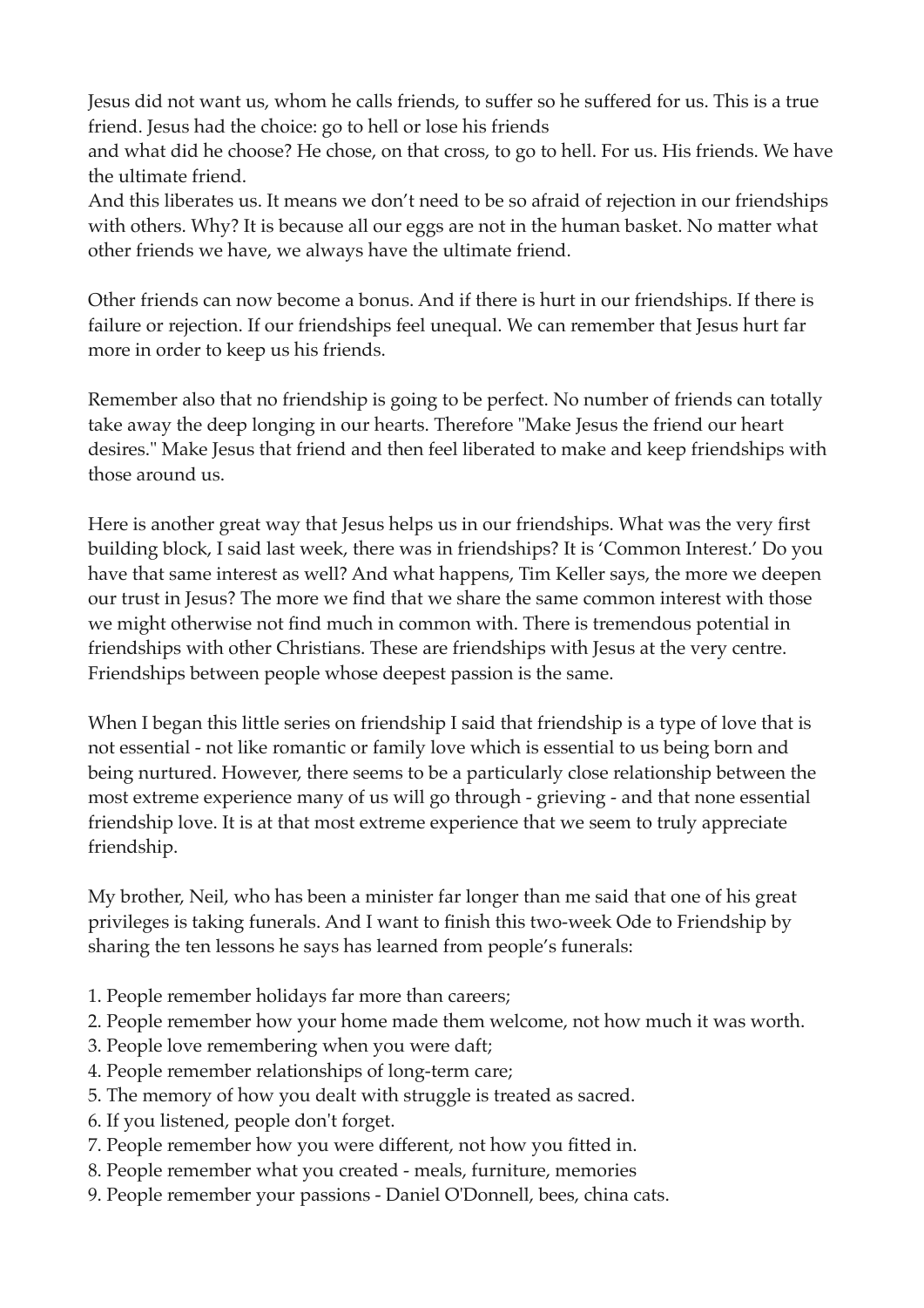Jesus did not want us, whom he calls friends, to suffer so he suffered for us. This is a true friend. Jesus had the choice: go to hell or lose his friends
and what did he choose? He chose, on that cross, to go to hell. For us. His friends. We have the ultimate friend.
And this liberates us. It means we don't need to be so afraid of rejection in our friendships with others. Why? It is because all our eggs are not in the human basket. No matter what other friends we have, we always have the ultimate friend.

Other friends can now become a bonus. And if there is hurt in our friendships. If there is failure or rejection. If our friendships feel unequal. We can remember that Jesus hurt far more in order to keep us his friends.

Remember also that no friendship is going to be perfect. No number of friends can totally take away the deep longing in our hearts. Therefore "Make Jesus the friend our heart desires." Make Jesus that friend and then feel liberated to make and keep friendships with those around us.

Here is another great way that Jesus helps us in our friendships. What was the very first building block, I said last week, there was in friendships? It is 'Common Interest.' Do you have that same interest as well? And what happens, Tim Keller says, the more we deepen our trust in Jesus? The more we find that we share the same common interest with those we might otherwise not find much in common with. There is tremendous potential in friendships with other Christians. These are friendships with Jesus at the very centre. Friendships between people whose deepest passion is the same.

When I began this little series on friendship I said that friendship is a type of love that is not essential - not like romantic or family love which is essential to us being born and being nurtured. However, there seems to be a particularly close relationship between the most extreme experience many of us will go through - grieving - and that none essential friendship love. It is at that most extreme experience that we seem to truly appreciate friendship.

My brother, Neil, who has been a minister far longer than me said that one of his great privileges is taking funerals. And I want to finish this two-week Ode to Friendship by sharing the ten lessons he says has learned from people's funerals:

1. People remember holidays far more than careers;
2. People remember how your home made them welcome, not how much it was worth.
3. People love remembering when you were daft;
4. People remember relationships of long-term care;
5. The memory of how you dealt with struggle is treated as sacred.
6. If you listened, people don't forget.
7. People remember how you were different, not how you fitted in.
8. People remember what you created - meals, furniture, memories
9. People remember your passions - Daniel O'Donnell, bees, china cats.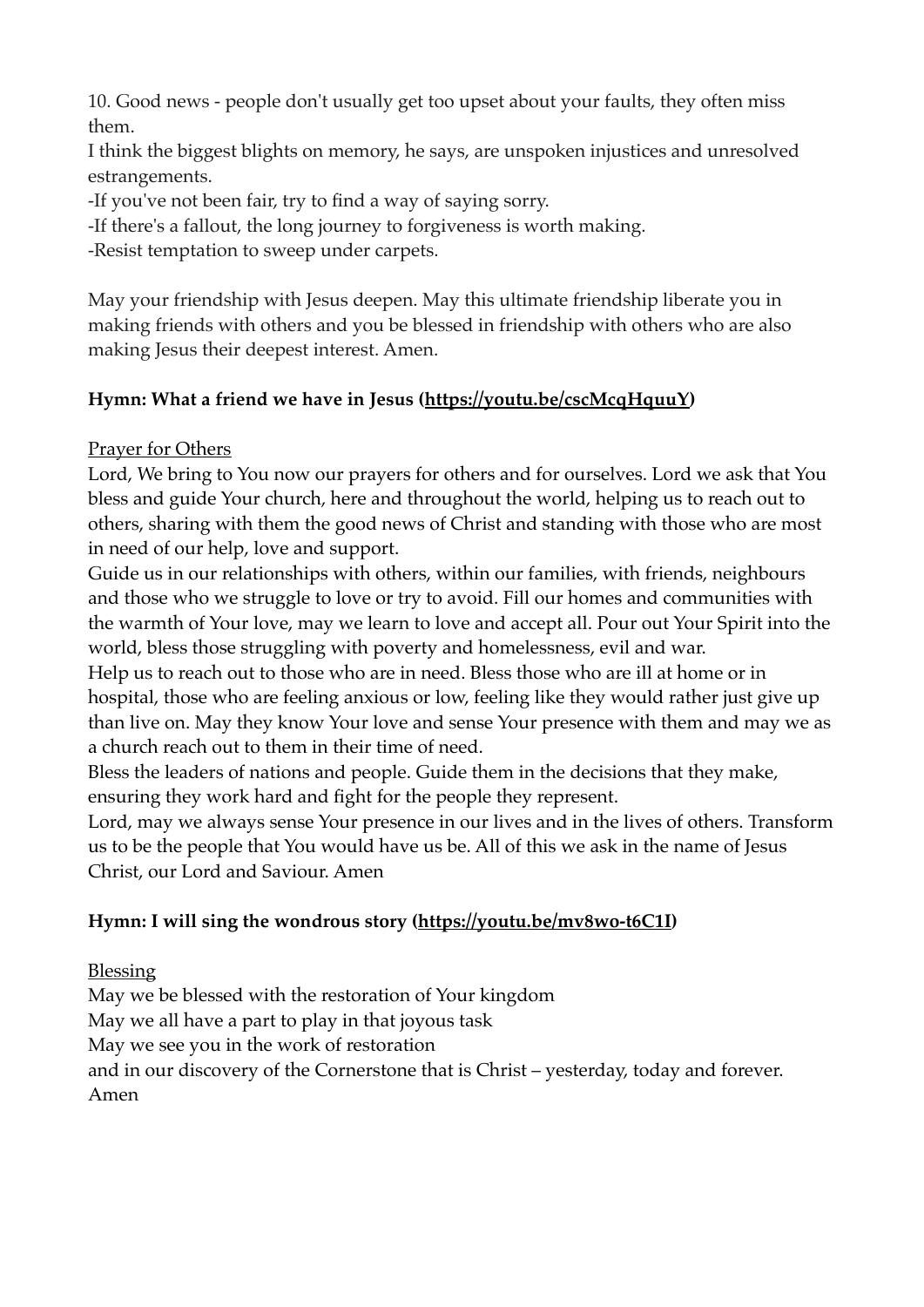10. Good news - people don't usually get too upset about your faults, they often miss them.
I think the biggest blights on memory, he says, are unspoken injustices and unresolved estrangements.
-If you've not been fair, try to find a way of saying sorry.
-If there's a fallout, the long journey to forgiveness is worth making.
-Resist temptation to sweep under carpets.

May your friendship with Jesus deepen. May this ultimate friendship liberate you in making friends with others and you be blessed in friendship with others who are also making Jesus their deepest interest. Amen.

**Hymn: What a friend we have in Jesus (https://youtu.be/cscMcqHquuY)**

Prayer for Others

Lord, We bring to You now our prayers for others and for ourselves. Lord we ask that You bless and guide Your church, here and throughout the world, helping us to reach out to others, sharing with them the good news of Christ and standing with those who are most in need of our help, love and support.
Guide us in our relationships with others, within our families, with friends, neighbours and those who we struggle to love or try to avoid. Fill our homes and communities with the warmth of Your love, may we learn to love and accept all. Pour out Your Spirit into the world, bless those struggling with poverty and homelessness, evil and war.
Help us to reach out to those who are in need. Bless those who are ill at home or in hospital, those who are feeling anxious or low, feeling like they would rather just give up than live on. May they know Your love and sense Your presence with them and may we as a church reach out to them in their time of need.
Bless the leaders of nations and people. Guide them in the decisions that they make, ensuring they work hard and fight for the people they represent.
Lord, may we always sense Your presence in our lives and in the lives of others. Transform us to be the people that You would have us be. All of this we ask in the name of Jesus Christ, our Lord and Saviour. Amen

**Hymn: I will sing the wondrous story (https://youtu.be/mv8wo-t6C1I)**

Blessing

May we be blessed with the restoration of Your kingdom
May we all have a part to play in that joyous task
May we see you in the work of restoration
and in our discovery of the Cornerstone that is Christ – yesterday, today and forever.
Amen